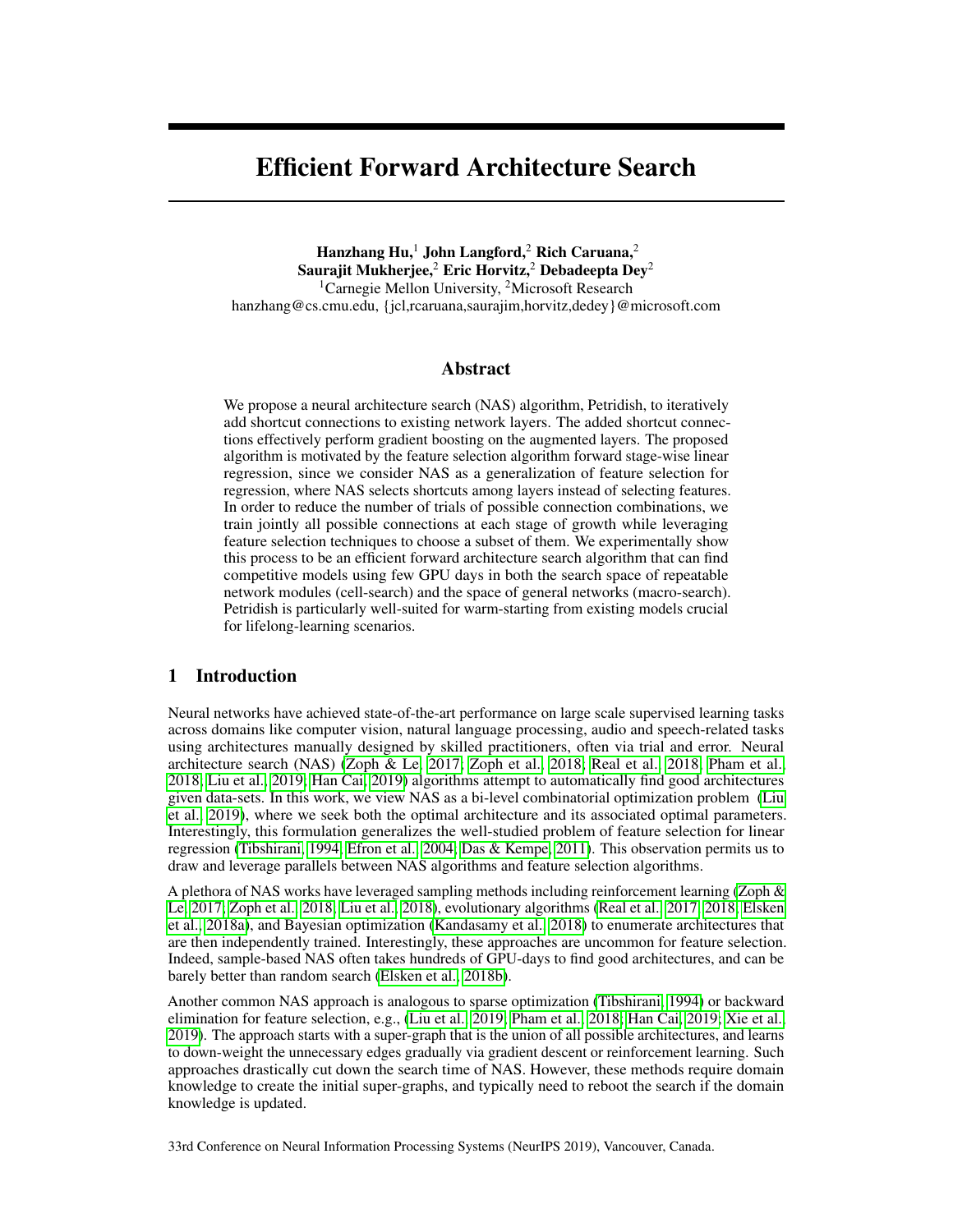# Efficient Forward Architecture Search

**Hanzhang Hu,**[1] **John Langford,**[2] **Rich Caruana,**[2]
**Saurajit Mukherjee,**[2] **Eric Horvitz,**[2] **Debadeepta Dey**[2]
[1]Carnegie Mellon University, [2]Microsoft Research
hanzhang@cs.cmu.edu, {jcl,rcaruana,saurajim,horvitz,dedey}@microsoft.com

## Abstract

We propose a neural architecture search (NAS) algorithm, Petridish, to iteratively add shortcut connections to existing network layers. The added shortcut connections effectively perform gradient boosting on the augmented layers. The proposed algorithm is motivated by the feature selection algorithm forward stage-wise linear regression, since we consider NAS as a generalization of feature selection for regression, where NAS selects shortcuts among layers instead of selecting features. In order to reduce the number of trials of possible connection combinations, we train jointly all possible connections at each stage of growth while leveraging feature selection techniques to choose a subset of them. We experimentally show this process to be an efficient forward architecture search algorithm that can find competitive models using few GPU days in both the search space of repeatable network modules (cell-search) and the space of general networks (macro-search). Petridish is particularly well-suited for warm-starting from existing models crucial for lifelong-learning scenarios.

## 1 Introduction

Neural networks have achieved state-of-the-art performance on large scale supervised learning tasks across domains like computer vision, natural language processing, audio and speech-related tasks using architectures manually designed by skilled practitioners, often via trial and error. Neural architecture search (NAS) (Zoph & Le, 2017; Zoph et al., 2018; Real et al., 2018; Pham et al., 2018; Liu et al., 2019; Han Cai, 2019) algorithms attempt to automatically find good architectures given data-sets. In this work, we view NAS as a bi-level combinatorial optimization problem (Liu et al., 2019), where we seek both the optimal architecture and its associated optimal parameters. Interestingly, this formulation generalizes the well-studied problem of feature selection for linear regression (Tibshirani, 1994; Efron et al., 2004; Das & Kempe, 2011). This observation permits us to draw and leverage parallels between NAS algorithms and feature selection algorithms.

A plethora of NAS works have leveraged sampling methods including reinforcement learning (Zoph & Le, 2017; Zoph et al., 2018; Liu et al., 2018), evolutionary algorithms (Real et al., 2017, 2018; Elsken et al., 2018a), and Bayesian optimization (Kandasamy et al., 2018) to enumerate architectures that are then independently trained. Interestingly, these approaches are uncommon for feature selection. Indeed, sample-based NAS often takes hundreds of GPU-days to find good architectures, and can be barely better than random search (Elsken et al., 2018b).

Another common NAS approach is analogous to sparse optimization (Tibshirani, 1994) or backward elimination for feature selection, e.g., (Liu et al., 2019; Pham et al., 2018; Han Cai, 2019; Xie et al., 2019). The approach starts with a super-graph that is the union of all possible architectures, and learns to down-weight the unnecessary edges gradually via gradient descent or reinforcement learning. Such approaches drastically cut down the search time of NAS. However, these methods require domain knowledge to create the initial super-graphs, and typically need to reboot the search if the domain knowledge is updated.

33rd Conference on Neural Information Processing Systems (NeurIPS 2019), Vancouver, Canada.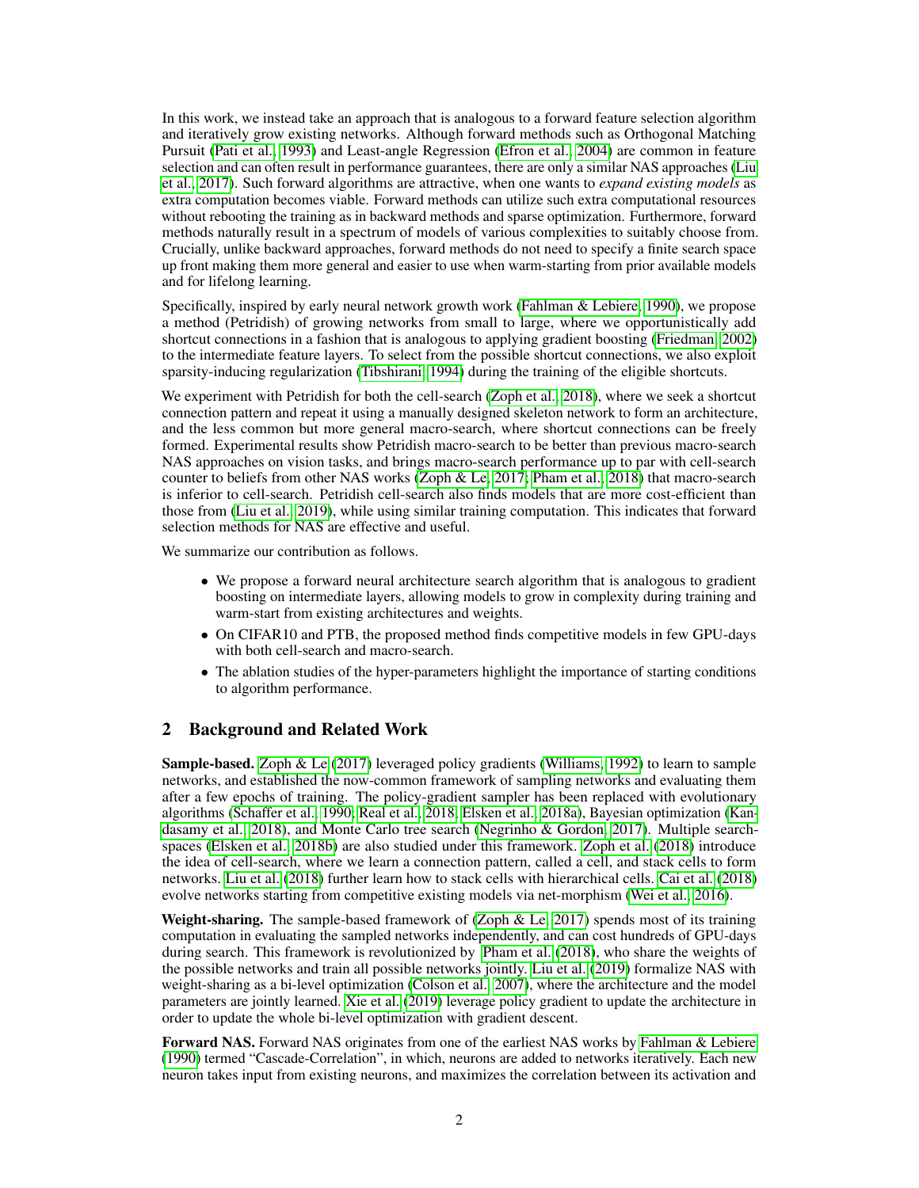In this work, we instead take an approach that is analogous to a forward feature selection algorithm and iteratively grow existing networks. Although forward methods such as Orthogonal Matching Pursuit (Pati et al., 1993) and Least-angle Regression (Efron et al., 2004) are common in feature selection and can often result in performance guarantees, there are only a similar NAS approaches (Liu et al., 2017). Such forward algorithms are attractive, when one wants to *expand existing models* as extra computation becomes viable. Forward methods can utilize such extra computational resources without rebooting the training as in backward methods and sparse optimization. Furthermore, forward methods naturally result in a spectrum of models of various complexities to suitably choose from. Crucially, unlike backward approaches, forward methods do not need to specify a finite search space up front making them more general and easier to use when warm-starting from prior available models and for lifelong learning.

Specifically, inspired by early neural network growth work (Fahlman & Lebiere, 1990), we propose a method (Petridish) of growing networks from small to large, where we opportunistically add shortcut connections in a fashion that is analogous to applying gradient boosting (Friedman, 2002) to the intermediate feature layers. To select from the possible shortcut connections, we also exploit sparsity-inducing regularization (Tibshirani, 1994) during the training of the eligible shortcuts.

We experiment with Petridish for both the cell-search (Zoph et al., 2018), where we seek a shortcut connection pattern and repeat it using a manually designed skeleton network to form an architecture, and the less common but more general macro-search, where shortcut connections can be freely formed. Experimental results show Petridish macro-search to be better than previous macro-search NAS approaches on vision tasks, and brings macro-search performance up to par with cell-search counter to beliefs from other NAS works (Zoph & Le, 2017; Pham et al., 2018) that macro-search is inferior to cell-search. Petridish cell-search also finds models that are more cost-efficient than those from (Liu et al., 2019), while using similar training computation. This indicates that forward selection methods for NAS are effective and useful.

We summarize our contribution as follows.

- We propose a forward neural architecture search algorithm that is analogous to gradient boosting on intermediate layers, allowing models to grow in complexity during training and warm-start from existing architectures and weights.
- On CIFAR10 and PTB, the proposed method finds competitive models in few GPU-days with both cell-search and macro-search.
- The ablation studies of the hyper-parameters highlight the importance of starting conditions to algorithm performance.

## 2 Background and Related Work

**Sample-based.** Zoph & Le (2017) leveraged policy gradients (Williams, 1992) to learn to sample networks, and established the now-common framework of sampling networks and evaluating them after a few epochs of training. The policy-gradient sampler has been replaced with evolutionary algorithms (Schaffer et al., 1990; Real et al., 2018; Elsken et al., 2018a), Bayesian optimization (Kandasamy et al., 2018), and Monte Carlo tree search (Negrinho & Gordon, 2017). Multiple search-spaces (Elsken et al., 2018b) are also studied under this framework. Zoph et al. (2018) introduce the idea of cell-search, where we learn a connection pattern, called a cell, and stack cells to form networks. Liu et al. (2018) further learn how to stack cells with hierarchical cells. Cai et al. (2018) evolve networks starting from competitive existing models via net-morphism (Wei et al., 2016).

**Weight-sharing.** The sample-based framework of (Zoph & Le, 2017) spends most of its training computation in evaluating the sampled networks independently, and can cost hundreds of GPU-days during search. This framework is revolutionized by Pham et al. (2018), who share the weights of the possible networks and train all possible networks jointly. Liu et al. (2019) formalize NAS with weight-sharing as a bi-level optimization (Colson et al., 2007), where the architecture and the model parameters are jointly learned. Xie et al. (2019) leverage policy gradient to update the architecture in order to update the whole bi-level optimization with gradient descent.

**Forward NAS.** Forward NAS originates from one of the earliest NAS works by Fahlman & Lebiere (1990) termed "Cascade-Correlation", in which, neurons are added to networks iteratively. Each new neuron takes input from existing neurons, and maximizes the correlation between its activation and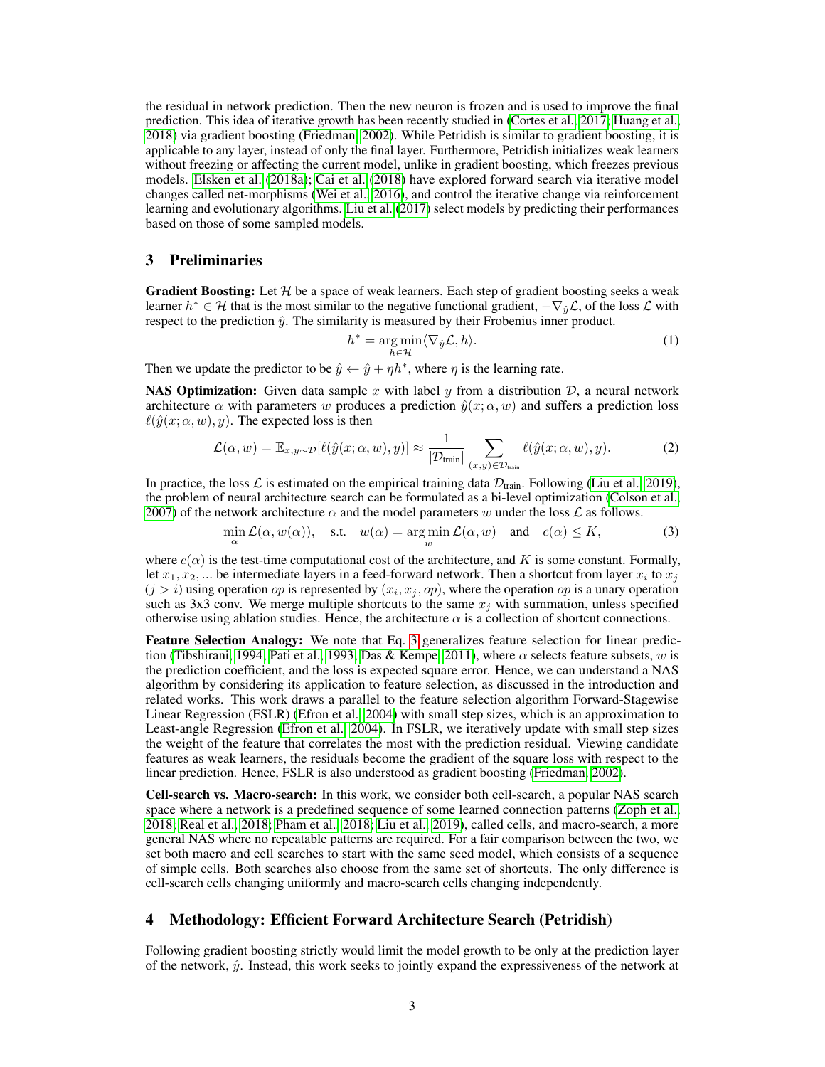the residual in network prediction. Then the new neuron is frozen and is used to improve the final prediction. This idea of iterative growth has been recently studied in (Cortes et al., 2017; Huang et al., 2018) via gradient boosting (Friedman, 2002). While Petridish is similar to gradient boosting, it is applicable to any layer, instead of only the final layer. Furthermore, Petridish initializes weak learners without freezing or affecting the current model, unlike in gradient boosting, which freezes previous models. Elsken et al. (2018a); Cai et al. (2018) have explored forward search via iterative model changes called net-morphisms (Wei et al., 2016), and control the iterative change via reinforcement learning and evolutionary algorithms. Liu et al. (2017) select models by predicting their performances based on those of some sampled models.

## 3 Preliminaries

**Gradient Boosting:** Let $\mathcal{H}$ be a space of weak learners. Each step of gradient boosting seeks a weak learner $h^* \in \mathcal{H}$ that is the most similar to the negative functional gradient, $-\nabla_{\hat{y}}\mathcal{L}$, of the loss $\mathcal{L}$ with respect to the prediction $\hat{y}$. The similarity is measured by their Frobenius inner product.

$$h^* = \arg\min_{h \in \mathcal{H}} \langle \nabla_{\hat{y}}\mathcal{L}, h \rangle. \tag{1}$$

Then we update the predictor to be $\hat{y} \leftarrow \hat{y} + \eta h^*$, where $\eta$ is the learning rate.

**NAS Optimization:** Given data sample $x$ with label $y$ from a distribution $\mathcal{D}$, a neural network architecture $\alpha$ with parameters $w$ produces a prediction $\hat{y}(x;\alpha,w)$ and suffers a prediction loss $\ell(\hat{y}(x;\alpha,w),y)$. The expected loss is then

$$\mathcal{L}(\alpha, w) = \mathbb{E}_{x,y\sim\mathcal{D}}[\ell(\hat{y}(x;\alpha,w),y)] \approx \frac{1}{|\mathcal{D}_{\text{train}}|}\sum_{(x,y)\in\mathcal{D}_{\text{train}}} \ell(\hat{y}(x;\alpha,w),y). \tag{2}$$

In practice, the loss $\mathcal{L}$ is estimated on the empirical training data $\mathcal{D}_{\text{train}}$. Following (Liu et al., 2019), the problem of neural architecture search can be formulated as a bi-level optimization (Colson et al., 2007) of the network architecture $\alpha$ and the model parameters $w$ under the loss $\mathcal{L}$ as follows.

$$\min_{\alpha} \mathcal{L}(\alpha, w(\alpha)), \quad \text{s.t.} \quad w(\alpha) = \arg\min_{w} \mathcal{L}(\alpha, w) \quad \text{and} \quad c(\alpha) \leq K, \tag{3}$$

where $c(\alpha)$ is the test-time computational cost of the architecture, and $K$ is some constant. Formally, let $x_1, x_2, ...$ be intermediate layers in a feed-forward network. Then a shortcut from layer $x_i$ to $x_j$ ($j > i$) using operation $op$ is represented by $(x_i, x_j, op)$, where the operation $op$ is a unary operation such as 3x3 conv. We merge multiple shortcuts to the same $x_j$ with summation, unless specified otherwise using ablation studies. Hence, the architecture $\alpha$ is a collection of shortcut connections.

**Feature Selection Analogy:** We note that Eq. 3 generalizes feature selection for linear prediction (Tibshirani, 1994; Pati et al., 1993; Das & Kempe, 2011), where $\alpha$ selects feature subsets, $w$ is the prediction coefficient, and the loss is expected square error. Hence, we can understand a NAS algorithm by considering its application to feature selection, as discussed in the introduction and related works. This work draws a parallel to the feature selection algorithm Forward-Stagewise Linear Regression (FSLR) (Efron et al., 2004) with small step sizes, which is an approximation to Least-angle Regression (Efron et al., 2004). In FSLR, we iteratively update with small step sizes the weight of the feature that correlates the most with the prediction residual. Viewing candidate features as weak learners, the residuals become the gradient of the square loss with respect to the linear prediction. Hence, FSLR is also understood as gradient boosting (Friedman, 2002).

**Cell-search vs. Macro-search:** In this work, we consider both cell-search, a popular NAS search space where a network is a predefined sequence of some learned connection patterns (Zoph et al., 2018; Real et al., 2018; Pham et al., 2018; Liu et al., 2019), called cells, and macro-search, a more general NAS where no repeatable patterns are required. For a fair comparison between the two, we set both macro and cell searches to start with the same seed model, which consists of a sequence of simple cells. Both searches also choose from the same set of shortcuts. The only difference is cell-search cells changing uniformly and macro-search cells changing independently.

## 4 Methodology: Efficient Forward Architecture Search (Petridish)

Following gradient boosting strictly would limit the model growth to be only at the prediction layer of the network, $\hat{y}$. Instead, this work seeks to jointly expand the expressiveness of the network at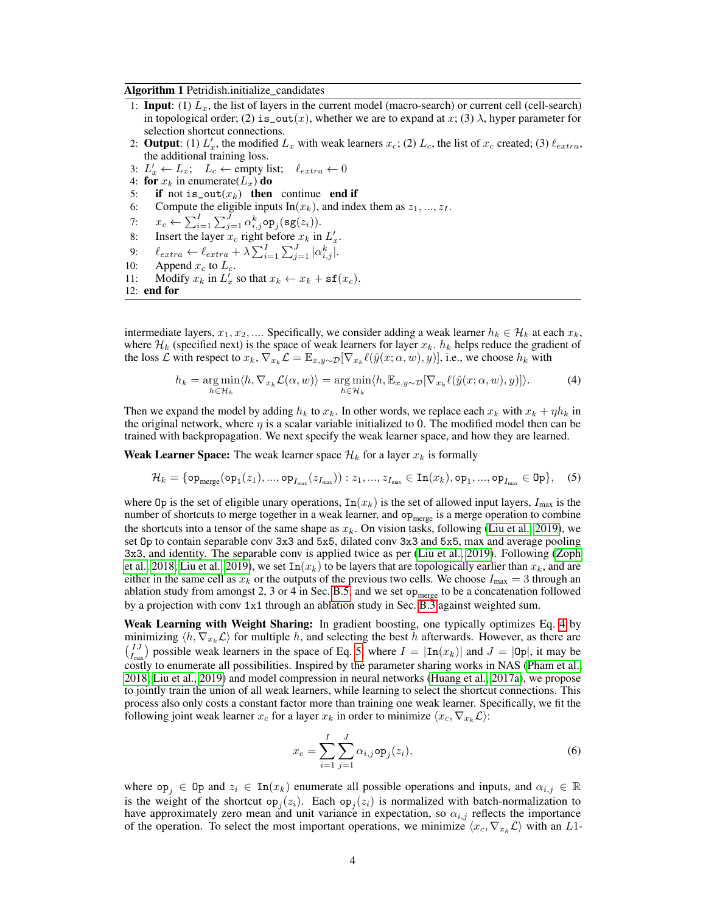**Algorithm 1** Petridish.initialize_candidates

1: **Input**: (1) $L_x$, the list of layers in the current model (macro-search) or current cell (cell-search) in topological order; (2) $\texttt{is\_out}(x)$, whether we are to expand at $x$; (3) $\lambda$, hyper parameter for selection shortcut connections.
2: **Output**: (1) $L'_x$, the modified $L_x$ with weak learners $x_c$; (2) $L_c$, the list of $x_c$ created; (3) $\ell_{extra}$, the additional training loss.
3: $L'_x \leftarrow L_x$; $L_c \leftarrow$ empty list; $\ell_{extra} \leftarrow 0$
4: **for** $x_k$ in enumerate($L_x$) **do**
5: **if** not $\texttt{is\_out}(x_k)$ **then** continue **end if**
6: Compute the eligible inputs $\text{In}(x_k)$, and index them as $z_1, ..., z_I$.
7: $x_c \leftarrow \sum_{i=1}^{I} \sum_{j=1}^{J} \alpha_{i,j}^{k} \texttt{op}_j(\texttt{sg}(z_i))$.
8: Insert the layer $x_c$ right before $x_k$ in $L'_x$.
9: $\ell_{extra} \leftarrow \ell_{extra} + \lambda \sum_{i=1}^{I} \sum_{j=1}^{J} |\alpha_{i,j}^{k}|$.
10: Append $x_c$ to $L_c$.
11: Modify $x_k$ in $L'_x$ so that $x_k \leftarrow x_k + \texttt{sf}(x_c)$.
12: **end for**

intermediate layers, $x_1, x_2, ....$ Specifically, we consider adding a weak learner $h_k \in \mathcal{H}_k$ at each $x_k$, where $\mathcal{H}_k$ (specified next) is the space of weak learners for layer $x_k$. $h_k$ helps reduce the gradient of the loss $\mathcal{L}$ with respect to $x_k$, $\nabla_{x_k}\mathcal{L} = \mathbb{E}_{x,y\sim\mathcal{D}}[\nabla_{x_k}\ell(\hat{y}(x;\alpha,w),y)]$, i.e., we choose $h_k$ with

$$h_k = \underset{h \in \mathcal{H}_k}{\arg\min} \langle h, \nabla_{x_k}\mathcal{L}(\alpha, w)\rangle = \underset{h \in \mathcal{H}_k}{\arg\min} \langle h, \mathbb{E}_{x,y\sim\mathcal{D}}[\nabla_{x_k}\ell(\hat{y}(x;\alpha,w),y)]\rangle. \tag{4}$$

Then we expand the model by adding $h_k$ to $x_k$. In other words, we replace each $x_k$ with $x_k + \eta h_k$ in the original network, where $\eta$ is a scalar variable initialized to 0. The modified model then can be trained with backpropagation. We next specify the weak learner space, and how they are learned.

**Weak Learner Space:** The weak learner space $\mathcal{H}_k$ for a layer $x_k$ is formally

$$\mathcal{H}_k = \{\texttt{op}_{\text{merge}}(\texttt{op}_1(z_1), ..., \texttt{op}_{I_{\max}}(z_{I_{\max}})) : z_1, ..., z_{I_{\max}} \in \texttt{In}(x_k), \texttt{op}_1, ..., \texttt{op}_{I_{\max}} \in \texttt{Op}\}, \tag{5}$$

where $\texttt{Op}$ is the set of eligible unary operations, $\texttt{In}(x_k)$ is the set of allowed input layers, $I_{\max}$ is the number of shortcuts to merge together in a weak learner, and $\texttt{op}_{\text{merge}}$ is a merge operation to combine the shortcuts into a tensor of the same shape as $x_k$. On vision tasks, following (Liu et al., 2019), we set $\texttt{Op}$ to contain separable conv 3x3 and 5x5, dilated conv 3x3 and 5x5, max and average pooling 3x3, and identity. The separable conv is applied twice as per (Liu et al., 2019). Following (Zoph et al., 2018; Liu et al., 2019), we set $\texttt{In}(x_k)$ to be layers that are topologically earlier than $x_k$, and are either in the same cell as $x_k$ or the outputs of the previous two cells. We choose $I_{\max} = 3$ through an ablation study from amongst 2, 3 or 4 in Sec. B.5, and we set $\texttt{op}_{\text{merge}}$ to be a concatenation followed by a projection with conv 1x1 through an ablation study in Sec. B.3 against weighted sum.

**Weak Learning with Weight Sharing:** In gradient boosting, one typically optimizes Eq. 4 by minimizing $\langle h, \nabla_{x_k}\mathcal{L}\rangle$ for multiple $h$, and selecting the best $h$ afterwards. However, as there are $\binom{IJ}{I_{\max}}$ possible weak learners in the space of Eq. 5, where $I = |\texttt{In}(x_k)|$ and $J = |\texttt{Op}|$, it may be costly to enumerate all possibilities. Inspired by the parameter sharing works in NAS (Pham et al., 2018; Liu et al., 2019) and model compression in neural networks (Huang et al., 2017a), we propose to jointly train the union of all weak learners, while learning to select the shortcut connections. This process also only costs a constant factor more than training one weak learner. Specifically, we fit the following joint weak learner $x_c$ for a layer $x_k$ in order to minimize $\langle x_c, \nabla_{x_k}\mathcal{L}\rangle$:

$$x_c = \sum_{i=1}^{I} \sum_{j=1}^{J} \alpha_{i,j} \texttt{op}_j(z_i), \tag{6}$$

where $\texttt{op}_j \in \texttt{Op}$ and $z_i \in \texttt{In}(x_k)$ enumerate all possible operations and inputs, and $\alpha_{i,j} \in \mathbb{R}$ is the weight of the shortcut $\texttt{op}_j(z_i)$. Each $\texttt{op}_j(z_i)$ is normalized with batch-normalization to have approximately zero mean and unit variance in expectation, so $\alpha_{i,j}$ reflects the importance of the operation. To select the most important operations, we minimize $\langle x_c, \nabla_{x_k}\mathcal{L}\rangle$ with an $L1$-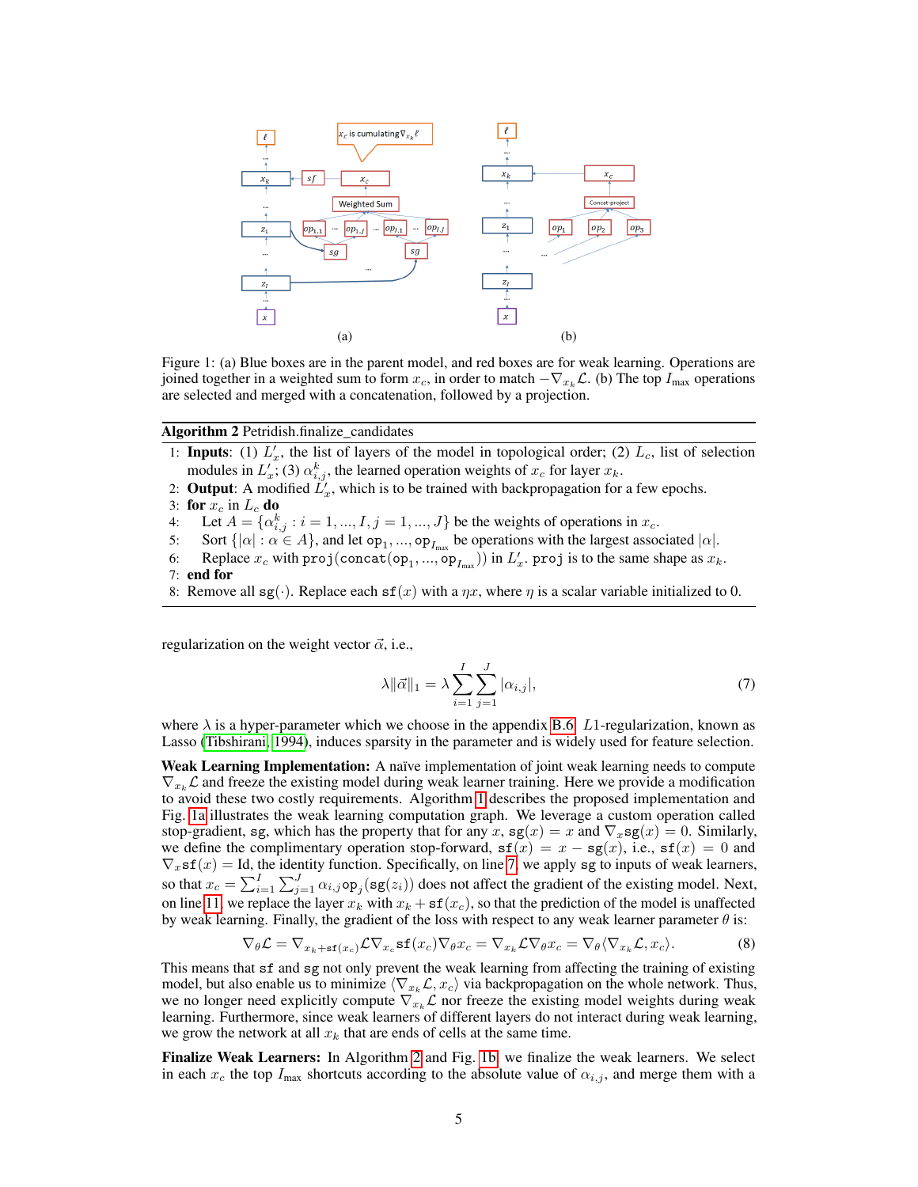Figure 1: (a) Blue boxes are in the parent model, and red boxes are for weak learning. Operations are joined together in a weighted sum to form $x_c$, in order to match $-\nabla_{x_k}\mathcal{L}$. (b) The top $I_{\max}$ operations are selected and merged with a concatenation, followed by a projection.

---

**Algorithm 2** Petridish.finalize_candidates

---

1: **Inputs**: (1) $L'_x$, the list of layers of the model in topological order; (2) $L_c$, list of selection modules in $L'_x$; (3) $\alpha^k_{i,j}$, the learned operation weights of $x_c$ for layer $x_k$.
2: **Output**: A modified $L'_x$, which is to be trained with backpropagation for a few epochs.
3: **for** $x_c$ in $L_c$ **do**
4: Let $A = \{\alpha^k_{i,j} : i = 1, ..., I, j = 1, ..., J\}$ be the weights of operations in $x_c$.
5: Sort $\{|\alpha| : \alpha \in A\}$, and let $\texttt{op}_1, ..., \texttt{op}_{I_{\max}}$ be operations with the largest associated $|\alpha|$.
6: Replace $x_c$ with $\texttt{proj}(\texttt{concat}(\texttt{op}_1, ..., \texttt{op}_{I_{\max}}))$ in $L'_x$. $\texttt{proj}$ is to the same shape as $x_k$.
7: **end for**
8: Remove all $\texttt{sg}(\cdot)$. Replace each $\texttt{sf}(x)$ with a $\eta x$, where $\eta$ is a scalar variable initialized to 0.

---

regularization on the weight vector $\vec{\alpha}$, i.e.,

$$\lambda \|\vec{\alpha}\|_1 = \lambda \sum_{i=1}^{I} \sum_{j=1}^{J} |\alpha_{i,j}|, \tag{7}$$

where $\lambda$ is a hyper-parameter which we choose in the appendix B.6. $L1$-regularization, known as Lasso (Tibshirani, 1994), induces sparsity in the parameter and is widely used for feature selection.

**Weak Learning Implementation:** A naïve implementation of joint weak learning needs to compute $\nabla_{x_k}\mathcal{L}$ and freeze the existing model during weak learner training. Here we provide a modification to avoid these two costly requirements. Algorithm 1 describes the proposed implementation and Fig. 1a illustrates the weak learning computation graph. We leverage a custom operation called stop-gradient, $\texttt{sg}$, which has the property that for any $x$, $\texttt{sg}(x) = x$ and $\nabla_x \texttt{sg}(x) = 0$. Similarly, we define the complimentary operation stop-forward, $\texttt{sf}(x) = x - \texttt{sg}(x)$, i.e., $\texttt{sf}(x) = 0$ and $\nabla_x \texttt{sf}(x) = \text{Id}$, the identity function. Specifically, on line 7, we apply $\texttt{sg}$ to inputs of weak learners, so that $x_c = \sum_{i=1}^{I}\sum_{j=1}^{J} \alpha_{i,j}\texttt{op}_j(\texttt{sg}(z_i))$ does not affect the gradient of the existing model. Next, on line 11, we replace the layer $x_k$ with $x_k + \texttt{sf}(x_c)$, so that the prediction of the model is unaffected by weak learning. Finally, the gradient of the loss with respect to any weak learner parameter $\theta$ is:

$$\nabla_\theta \mathcal{L} = \nabla_{x_k + \texttt{sf}(x_c)} \mathcal{L} \nabla_{x_c} \texttt{sf}(x_c) \nabla_\theta x_c = \nabla_{x_k} \mathcal{L} \nabla_\theta x_c = \nabla_\theta \langle \nabla_{x_k} \mathcal{L}, x_c \rangle. \tag{8}$$

This means that $\texttt{sf}$ and $\texttt{sg}$ not only prevent the weak learning from affecting the training of existing model, but also enable us to minimize $\langle \nabla_{x_k}\mathcal{L}, x_c \rangle$ via backpropagation on the whole network. Thus, we no longer need explicitly compute $\nabla_{x_k}\mathcal{L}$ nor freeze the existing model weights during weak learning. Furthermore, since weak learners of different layers do not interact during weak learning, we grow the network at all $x_k$ that are ends of cells at the same time.

**Finalize Weak Learners:** In Algorithm 2 and Fig. 1b, we finalize the weak learners. We select in each $x_c$ the top $I_{\max}$ shortcuts according to the absolute value of $\alpha_{i,j}$, and merge them with a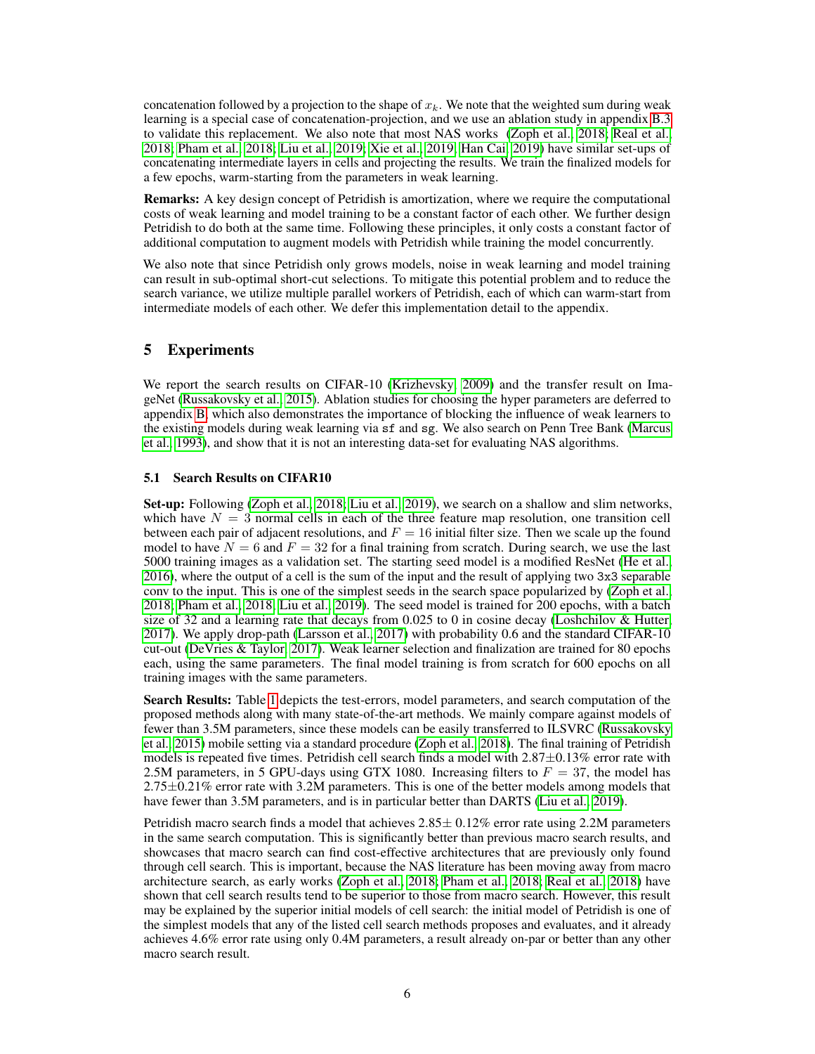concatenation followed by a projection to the shape of $x_k$. We note that the weighted sum during weak learning is a special case of concatenation-projection, and we use an ablation study in appendix B.3 to validate this replacement. We also note that most NAS works (Zoph et al., 2018; Real et al., 2018; Pham et al., 2018; Liu et al., 2019; Xie et al., 2019; Han Cai, 2019) have similar set-ups of concatenating intermediate layers in cells and projecting the results. We train the finalized models for a few epochs, warm-starting from the parameters in weak learning.

**Remarks:** A key design concept of Petridish is amortization, where we require the computational costs of weak learning and model training to be a constant factor of each other. We further design Petridish to do both at the same time. Following these principles, it only costs a constant factor of additional computation to augment models with Petridish while training the model concurrently.

We also note that since Petridish only grows models, noise in weak learning and model training can result in sub-optimal short-cut selections. To mitigate this potential problem and to reduce the search variance, we utilize multiple parallel workers of Petridish, each of which can warm-start from intermediate models of each other. We defer this implementation detail to the appendix.

## 5 Experiments

We report the search results on CIFAR-10 (Krizhevsky, 2009) and the transfer result on ImageNet (Russakovsky et al., 2015). Ablation studies for choosing the hyper parameters are deferred to appendix B, which also demonstrates the importance of blocking the influence of weak learners to the existing models during weak learning via `sf` and `sg`. We also search on Penn Tree Bank (Marcus et al., 1993), and show that it is not an interesting data-set for evaluating NAS algorithms.

### 5.1 Search Results on CIFAR10

**Set-up:** Following (Zoph et al., 2018; Liu et al., 2019), we search on a shallow and slim networks, which have $N = 3$ normal cells in each of the three feature map resolution, one transition cell between each pair of adjacent resolutions, and $F = 16$ initial filter size. Then we scale up the found model to have $N = 6$ and $F = 32$ for a final training from scratch. During search, we use the last 5000 training images as a validation set. The starting seed model is a modified ResNet (He et al., 2016), where the output of a cell is the sum of the input and the result of applying two `3x3` separable conv to the input. This is one of the simplest seeds in the search space popularized by (Zoph et al., 2018; Pham et al., 2018; Liu et al., 2019). The seed model is trained for 200 epochs, with a batch size of 32 and a learning rate that decays from 0.025 to 0 in cosine decay (Loshchilov & Hutter, 2017). We apply drop-path (Larsson et al., 2017) with probability 0.6 and the standard CIFAR-10 cut-out (DeVries & Taylor, 2017). Weak learner selection and finalization are trained for 80 epochs each, using the same parameters. The final model training is from scratch for 600 epochs on all training images with the same parameters.

**Search Results:** Table 1 depicts the test-errors, model parameters, and search computation of the proposed methods along with many state-of-the-art methods. We mainly compare against models of fewer than 3.5M parameters, since these models can be easily transferred to ILSVRC (Russakovsky et al., 2015) mobile setting via a standard procedure (Zoph et al., 2018). The final training of Petridish models is repeated five times. Petridish cell search finds a model with 2.87±0.13% error rate with 2.5M parameters, in 5 GPU-days using GTX 1080. Increasing filters to $F = 37$, the model has 2.75±0.21% error rate with 3.2M parameters. This is one of the better models among models that have fewer than 3.5M parameters, and is in particular better than DARTS (Liu et al., 2019).

Petridish macro search finds a model that achieves 2.85± 0.12% error rate using 2.2M parameters in the same search computation. This is significantly better than previous macro search results, and showcases that macro search can find cost-effective architectures that are previously only found through cell search. This is important, because the NAS literature has been moving away from macro architecture search, as early works (Zoph et al., 2018; Pham et al., 2018; Real et al., 2018) have shown that cell search results tend to be superior to those from macro search. However, this result may be explained by the superior initial models of cell search: the initial model of Petridish is one of the simplest models that any of the listed cell search methods proposes and evaluates, and it already achieves 4.6% error rate using only 0.4M parameters, a result already on-par or better than any other macro search result.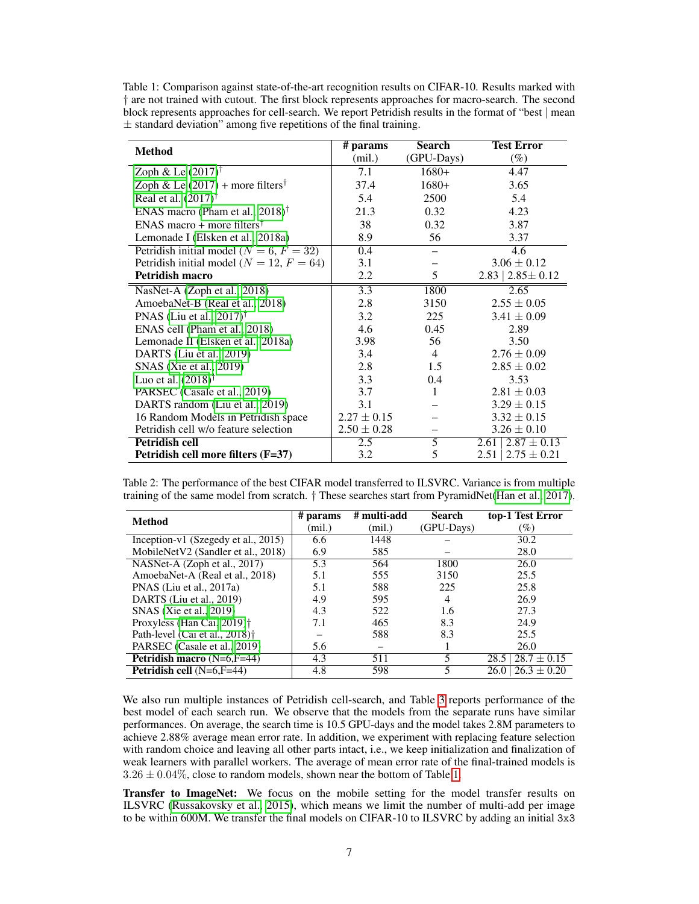Table 1: Comparison against state-of-the-art recognition results on CIFAR-10. Results marked with † are not trained with cutout. The first block represents approaches for macro-search. The second block represents approaches for cell-search. We report Petridish results in the format of "best | mean ± standard deviation" among five repetitions of the final training.

| Method | # params (mil.) | Search (GPU-Days) | Test Error (%) |
|---|---|---|---|
| Zoph & Le (2017)† | 7.1 | 1680+ | 4.47 |
| Zoph & Le (2017) + more filters† | 37.4 | 1680+ | 3.65 |
| Real et al. (2017)† | 5.4 | 2500 | 5.4 |
| ENAS macro (Pham et al., 2018)† | 21.3 | 0.32 | 4.23 |
| ENAS macro + more filters† | 38 | 0.32 | 3.87 |
| Lemonade I (Elsken et al., 2018a) | 8.9 | 56 | 3.37 |
| Petridish initial model ($N = 6$, $F = 32$) | 0.4 | – | 4.6 |
| Petridish initial model ($N = 12$, $F = 64$) | 3.1 | – | $3.06 \pm 0.12$ |
| **Petridish macro** | 2.2 | 5 | 2.83 \| $2.85 \pm 0.12$ |
| NasNet-A (Zoph et al., 2018) | 3.3 | 1800 | 2.65 |
| AmoebaNet-B (Real et al., 2018) | 2.8 | 3150 | $2.55 \pm 0.05$ |
| PNAS (Liu et al., 2017)† | 3.2 | 225 | $3.41 \pm 0.09$ |
| ENAS cell (Pham et al., 2018) | 4.6 | 0.45 | 2.89 |
| Lemonade II (Elsken et al., 2018a) | 3.98 | 56 | 3.50 |
| DARTS (Liu et al., 2019) | 3.4 | 4 | $2.76 \pm 0.09$ |
| SNAS (Xie et al., 2019) | 2.8 | 1.5 | $2.85 \pm 0.02$ |
| Luo et al. (2018)† | 3.3 | 0.4 | 3.53 |
| PARSEC (Casale et al., 2019) | 3.7 | 1 | $2.81 \pm 0.03$ |
| DARTS random (Liu et al., 2019) | 3.1 | – | $3.29 \pm 0.15$ |
| 16 Random Models in Petridish space | $2.27 \pm 0.15$ | – | $3.32 \pm 0.15$ |
| Petridish cell w/o feature selection | $2.50 \pm 0.28$ | – | $3.26 \pm 0.10$ |
| **Petridish cell** | 2.5 | 5 | 2.61 \| $2.87 \pm 0.13$ |
| **Petridish cell more filters (F=37)** | 3.2 | 5 | 2.51 \| $2.75 \pm 0.21$ |

Table 2: The performance of the best CIFAR model transferred to ILSVRC. Variance is from multiple training of the same model from scratch. † These searches start from PyramidNet(Han et al., 2017).

| Method | # params (mil.) | # multi-add (mil.) | Search (GPU-Days) | top-1 Test Error (%) |
|---|---|---|---|---|
| Inception-v1 (Szegedy et al., 2015) | 6.6 | 1448 | – | 30.2 |
| MobileNetV2 (Sandler et al., 2018) | 6.9 | 585 | – | 28.0 |
| NASNet-A (Zoph et al., 2017) | 5.3 | 564 | 1800 | 26.0 |
| AmoebaNet-A (Real et al., 2018) | 5.1 | 555 | 3150 | 25.5 |
| PNAS (Liu et al., 2017a) | 5.1 | 588 | 225 | 25.8 |
| DARTS (Liu et al., 2019) | 4.9 | 595 | 4 | 26.9 |
| SNAS (Xie et al., 2019) | 4.3 | 522 | 1.6 | 27.3 |
| Proxyless (Han Cai, 2019)† | 7.1 | 465 | 8.3 | 24.9 |
| Path-level (Cai et al., 2018)† | – | 588 | 8.3 | 25.5 |
| PARSEC (Casale et al., 2019) | 5.6 | – | 1 | 26.0 |
| **Petridish macro** (N=6,F=44) | 4.3 | 511 | 5 | 28.5 \| $28.7 \pm 0.15$ |
| **Petridish cell** (N=6,F=44) | 4.8 | 598 | 5 | 26.0 \| $26.3 \pm 0.20$ |

We also run multiple instances of Petridish cell-search, and Table 3 reports performance of the best model of each search run. We observe that the models from the separate runs have similar performances. On average, the search time is 10.5 GPU-days and the model takes 2.8M parameters to achieve 2.88% average mean error rate. In addition, we experiment with replacing feature selection with random choice and leaving all other parts intact, i.e., we keep initialization and finalization of weak learners with parallel workers. The average of mean error rate of the final-trained models is $3.26 \pm 0.04\%$, close to random models, shown near the bottom of Table 1.

**Transfer to ImageNet:** We focus on the mobile setting for the model transfer results on ILSVRC (Russakovsky et al., 2015), which means we limit the number of multi-add per image to be within 600M. We transfer the final models on CIFAR-10 to ILSVRC by adding an initial 3x3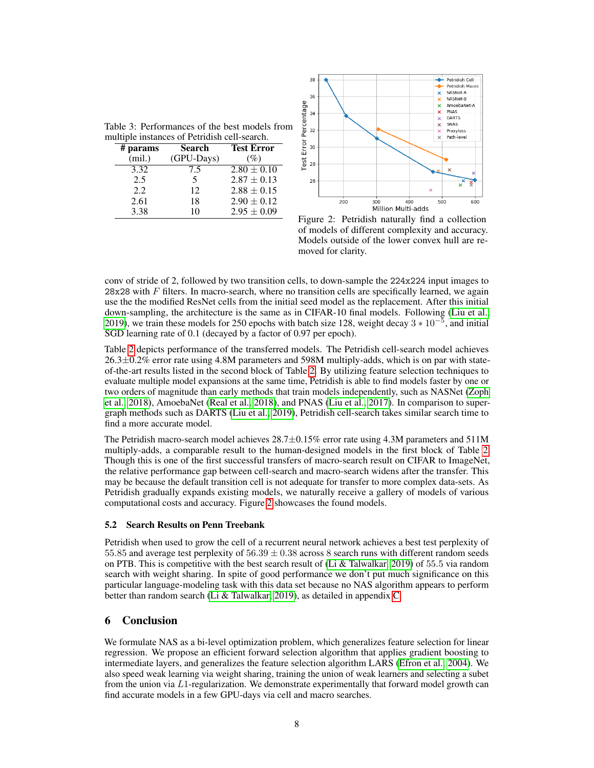Table 3: Performances of the best models from multiple instances of Petridish cell-search.

| # params (mil.) | Search (GPU-Days) | Test Error (%) |
|---|---|---|
| 3.32 | 7.5 | $2.80 \pm 0.10$ |
| 2.5 | 5 | $2.87 \pm 0.13$ |
| 2.2 | 12 | $2.88 \pm 0.15$ |
| 2.61 | 18 | $2.90 \pm 0.12$ |
| 3.38 | 10 | $2.95 \pm 0.09$ |

Figure 2: Petridish naturally find a collection of models of different complexity and accuracy. Models outside of the lower convex hull are removed for clarity.

conv of stride of 2, followed by two transition cells, to down-sample the 224x224 input images to 28x28 with $F$ filters. In macro-search, where no transition cells are specifically learned, we again use the the modified ResNet cells from the initial seed model as the replacement. After this initial down-sampling, the architecture is the same as in CIFAR-10 final models. Following (Liu et al., 2019), we train these models for 250 epochs with batch size 128, weight decay $3 * 10^{-5}$, and initial SGD learning rate of 0.1 (decayed by a factor of 0.97 per epoch).

Table 2 depicts performance of the transferred models. The Petridish cell-search model achieves 26.3±0.2% error rate using 4.8M parameters and 598M multiply-adds, which is on par with state-of-the-art results listed in the second block of Table 2. By utilizing feature selection techniques to evaluate multiple model expansions at the same time, Petridish is able to find models faster by one or two orders of magnitude than early methods that train models independently, such as NASNet (Zoph et al., 2018), AmoebaNet (Real et al., 2018), and PNAS (Liu et al., 2017). In comparison to super-graph methods such as DARTS (Liu et al., 2019), Petridish cell-search takes similar search time to find a more accurate model.

The Petridish macro-search model achieves 28.7±0.15% error rate using 4.3M parameters and 511M multiply-adds, a comparable result to the human-designed models in the first block of Table 2. Though this is one of the first successful transfers of macro-search result on CIFAR to ImageNet, the relative performance gap between cell-search and macro-search widens after the transfer. This may be because the default transition cell is not adequate for transfer to more complex data-sets. As Petridish gradually expands existing models, we naturally receive a gallery of models of various computational costs and accuracy. Figure 2 showcases the found models.

### 5.2 Search Results on Penn Treebank

Petridish when used to grow the cell of a recurrent neural network achieves a best test perplexity of 55.85 and average test perplexity of $56.39 \pm 0.38$ across 8 search runs with different random seeds on PTB. This is competitive with the best search result of (Li & Talwalkar, 2019) of 55.5 via random search with weight sharing. In spite of good performance we don't put much significance on this particular language-modeling task with this data set because no NAS algorithm appears to perform better than random search (Li & Talwalkar, 2019), as detailed in appendix C.

## 6 Conclusion

We formulate NAS as a bi-level optimization problem, which generalizes feature selection for linear regression. We propose an efficient forward selection algorithm that applies gradient boosting to intermediate layers, and generalizes the feature selection algorithm LARS (Efron et al., 2004). We also speed weak learning via weight sharing, training the union of weak learners and selecting a subet from the union via $L1$-regularization. We demonstrate experimentally that forward model growth can find accurate models in a few GPU-days via cell and macro searches.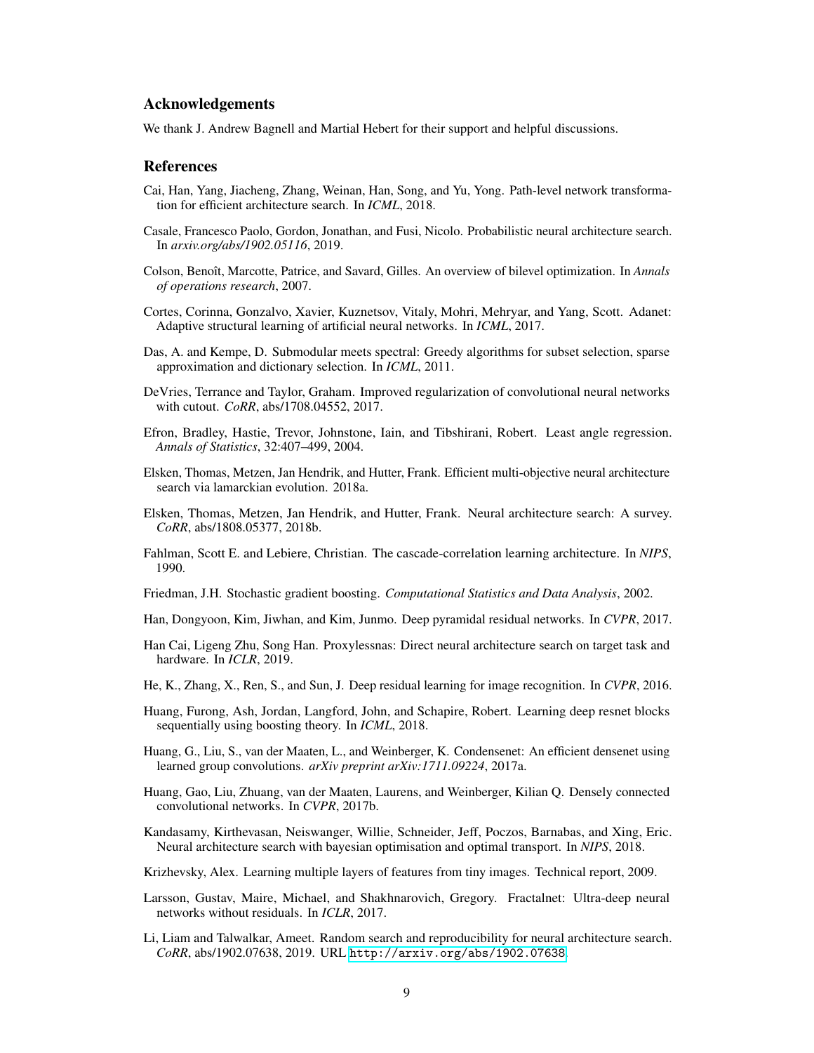## Acknowledgements

We thank J. Andrew Bagnell and Martial Hebert for their support and helpful discussions.

## References

Cai, Han, Yang, Jiacheng, Zhang, Weinan, Han, Song, and Yu, Yong. Path-level network transformation for efficient architecture search. In *ICML*, 2018.

Casale, Francesco Paolo, Gordon, Jonathan, and Fusi, Nicolo. Probabilistic neural architecture search. In *arxiv.org/abs/1902.05116*, 2019.

Colson, Benoît, Marcotte, Patrice, and Savard, Gilles. An overview of bilevel optimization. In *Annals of operations research*, 2007.

Cortes, Corinna, Gonzalvo, Xavier, Kuznetsov, Vitaly, Mohri, Mehryar, and Yang, Scott. Adanet: Adaptive structural learning of artificial neural networks. In *ICML*, 2017.

Das, A. and Kempe, D. Submodular meets spectral: Greedy algorithms for subset selection, sparse approximation and dictionary selection. In *ICML*, 2011.

DeVries, Terrance and Taylor, Graham. Improved regularization of convolutional neural networks with cutout. *CoRR*, abs/1708.04552, 2017.

Efron, Bradley, Hastie, Trevor, Johnstone, Iain, and Tibshirani, Robert. Least angle regression. *Annals of Statistics*, 32:407–499, 2004.

Elsken, Thomas, Metzen, Jan Hendrik, and Hutter, Frank. Efficient multi-objective neural architecture search via lamarckian evolution. 2018a.

Elsken, Thomas, Metzen, Jan Hendrik, and Hutter, Frank. Neural architecture search: A survey. *CoRR*, abs/1808.05377, 2018b.

Fahlman, Scott E. and Lebiere, Christian. The cascade-correlation learning architecture. In *NIPS*, 1990.

Friedman, J.H. Stochastic gradient boosting. *Computational Statistics and Data Analysis*, 2002.

Han, Dongyoon, Kim, Jiwhan, and Kim, Junmo. Deep pyramidal residual networks. In *CVPR*, 2017.

Han Cai, Ligeng Zhu, Song Han. Proxylessnas: Direct neural architecture search on target task and hardware. In *ICLR*, 2019.

He, K., Zhang, X., Ren, S., and Sun, J. Deep residual learning for image recognition. In *CVPR*, 2016.

Huang, Furong, Ash, Jordan, Langford, John, and Schapire, Robert. Learning deep resnet blocks sequentially using boosting theory. In *ICML*, 2018.

Huang, G., Liu, S., van der Maaten, L., and Weinberger, K. Condensenet: An efficient densenet using learned group convolutions. *arXiv preprint arXiv:1711.09224*, 2017a.

Huang, Gao, Liu, Zhuang, van der Maaten, Laurens, and Weinberger, Kilian Q. Densely connected convolutional networks. In *CVPR*, 2017b.

Kandasamy, Kirthevasan, Neiswanger, Willie, Schneider, Jeff, Poczos, Barnabas, and Xing, Eric. Neural architecture search with bayesian optimisation and optimal transport. In *NIPS*, 2018.

Krizhevsky, Alex. Learning multiple layers of features from tiny images. Technical report, 2009.

Larsson, Gustav, Maire, Michael, and Shakhnarovich, Gregory. Fractalnet: Ultra-deep neural networks without residuals. In *ICLR*, 2017.

Li, Liam and Talwalkar, Ameet. Random search and reproducibility for neural architecture search. *CoRR*, abs/1902.07638, 2019. URL http://arxiv.org/abs/1902.07638.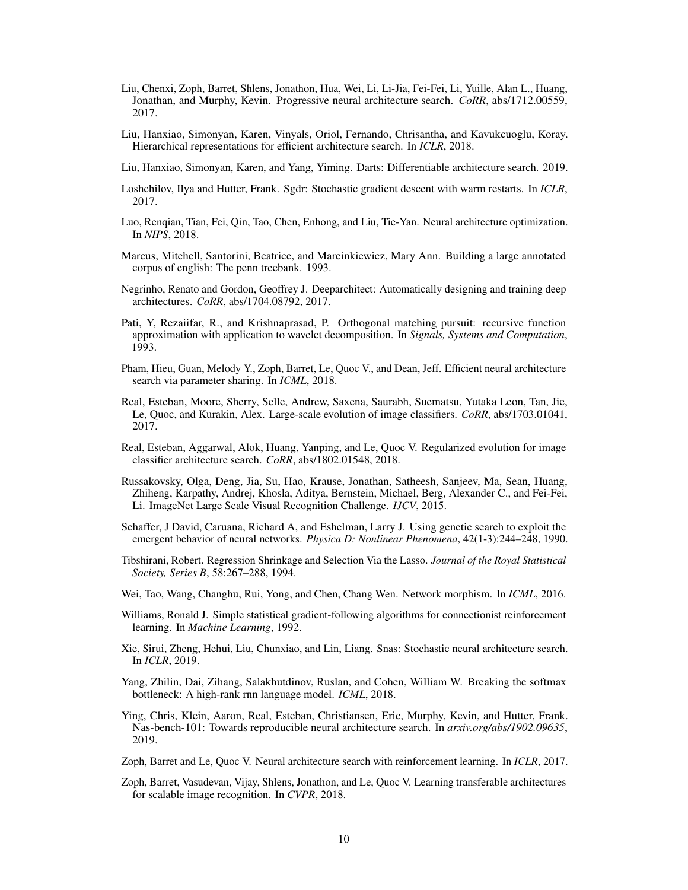Liu, Chenxi, Zoph, Barret, Shlens, Jonathon, Hua, Wei, Li, Li-Jia, Fei-Fei, Li, Yuille, Alan L., Huang, Jonathan, and Murphy, Kevin. Progressive neural architecture search. *CoRR*, abs/1712.00559, 2017.

Liu, Hanxiao, Simonyan, Karen, Vinyals, Oriol, Fernando, Chrisantha, and Kavukcuoglu, Koray. Hierarchical representations for efficient architecture search. In *ICLR*, 2018.

Liu, Hanxiao, Simonyan, Karen, and Yang, Yiming. Darts: Differentiable architecture search. 2019.

Loshchilov, Ilya and Hutter, Frank. Sgdr: Stochastic gradient descent with warm restarts. In *ICLR*, 2017.

Luo, Renqian, Tian, Fei, Qin, Tao, Chen, Enhong, and Liu, Tie-Yan. Neural architecture optimization. In *NIPS*, 2018.

Marcus, Mitchell, Santorini, Beatrice, and Marcinkiewicz, Mary Ann. Building a large annotated corpus of english: The penn treebank. 1993.

Negrinho, Renato and Gordon, Geoffrey J. Deeparchitect: Automatically designing and training deep architectures. *CoRR*, abs/1704.08792, 2017.

Pati, Y, Rezaiifar, R., and Krishnaprasad, P. Orthogonal matching pursuit: recursive function approximation with application to wavelet decomposition. In *Signals, Systems and Computation*, 1993.

Pham, Hieu, Guan, Melody Y., Zoph, Barret, Le, Quoc V., and Dean, Jeff. Efficient neural architecture search via parameter sharing. In *ICML*, 2018.

Real, Esteban, Moore, Sherry, Selle, Andrew, Saxena, Saurabh, Suematsu, Yutaka Leon, Tan, Jie, Le, Quoc, and Kurakin, Alex. Large-scale evolution of image classifiers. *CoRR*, abs/1703.01041, 2017.

Real, Esteban, Aggarwal, Alok, Huang, Yanping, and Le, Quoc V. Regularized evolution for image classifier architecture search. *CoRR*, abs/1802.01548, 2018.

Russakovsky, Olga, Deng, Jia, Su, Hao, Krause, Jonathan, Satheesh, Sanjeev, Ma, Sean, Huang, Zhiheng, Karpathy, Andrej, Khosla, Aditya, Bernstein, Michael, Berg, Alexander C., and Fei-Fei, Li. ImageNet Large Scale Visual Recognition Challenge. *IJCV*, 2015.

Schaffer, J David, Caruana, Richard A, and Eshelman, Larry J. Using genetic search to exploit the emergent behavior of neural networks. *Physica D: Nonlinear Phenomena*, 42(1-3):244–248, 1990.

Tibshirani, Robert. Regression Shrinkage and Selection Via the Lasso. *Journal of the Royal Statistical Society, Series B*, 58:267–288, 1994.

Wei, Tao, Wang, Changhu, Rui, Yong, and Chen, Chang Wen. Network morphism. In *ICML*, 2016.

Williams, Ronald J. Simple statistical gradient-following algorithms for connectionist reinforcement learning. In *Machine Learning*, 1992.

Xie, Sirui, Zheng, Hehui, Liu, Chunxiao, and Lin, Liang. Snas: Stochastic neural architecture search. In *ICLR*, 2019.

Yang, Zhilin, Dai, Zihang, Salakhutdinov, Ruslan, and Cohen, William W. Breaking the softmax bottleneck: A high-rank rnn language model. *ICML*, 2018.

Ying, Chris, Klein, Aaron, Real, Esteban, Christiansen, Eric, Murphy, Kevin, and Hutter, Frank. Nas-bench-101: Towards reproducible neural architecture search. In *arxiv.org/abs/1902.09635*, 2019.

Zoph, Barret and Le, Quoc V. Neural architecture search with reinforcement learning. In *ICLR*, 2017.

Zoph, Barret, Vasudevan, Vijay, Shlens, Jonathon, and Le, Quoc V. Learning transferable architectures for scalable image recognition. In *CVPR*, 2018.